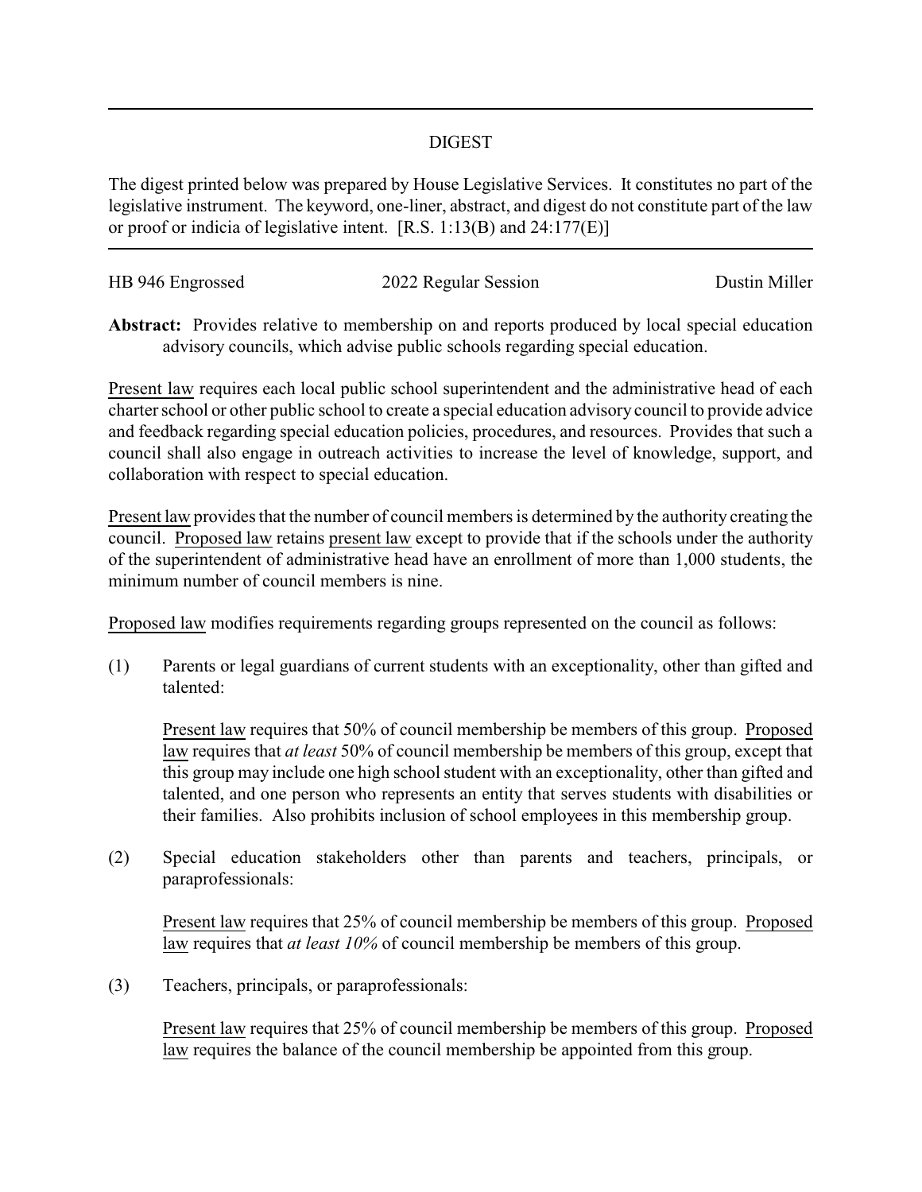# DIGEST

The digest printed below was prepared by House Legislative Services. It constitutes no part of the legislative instrument. The keyword, one-liner, abstract, and digest do not constitute part of the law or proof or indicia of legislative intent. [R.S. 1:13(B) and 24:177(E)]

HB 946 Engrossed | 2022 Regular Session | Dustin Miller

**Abstract:** Provides relative to membership on and reports produced by local special education advisory councils, which advise public schools regarding special education.

Present law requires each local public school superintendent and the administrative head of each charter school or other public school to create a special education advisory council to provide advice and feedback regarding special education policies, procedures, and resources. Provides that such a council shall also engage in outreach activities to increase the level of knowledge, support, and collaboration with respect to special education.

Present law provides that the number of council members is determined by the authority creating the council. Proposed law retains present law except to provide that if the schools under the authority of the superintendent of administrative head have an enrollment of more than 1,000 students, the minimum number of council members is nine.

Proposed law modifies requirements regarding groups represented on the council as follows:

(1) Parents or legal guardians of current students with an exceptionality, other than gifted and talented:

Present law requires that 50% of council membership be members of this group. Proposed law requires that *at least* 50% of council membership be members of this group, except that this group may include one high school student with an exceptionality, other than gifted and talented, and one person who represents an entity that serves students with disabilities or their families. Also prohibits inclusion of school employees in this membership group.

(2) Special education stakeholders other than parents and teachers, principals, or paraprofessionals:

Present law requires that 25% of council membership be members of this group. Proposed law requires that *at least 10%* of council membership be members of this group.

(3) Teachers, principals, or paraprofessionals:

Present law requires that 25% of council membership be members of this group. Proposed law requires the balance of the council membership be appointed from this group.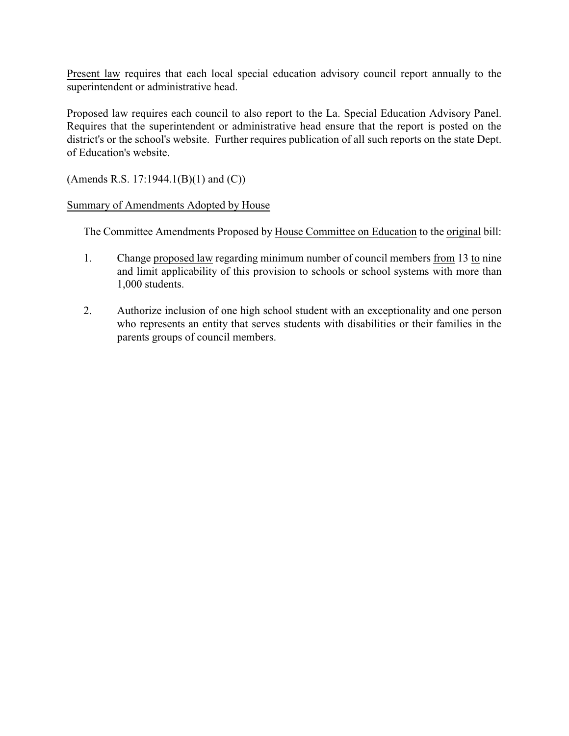Present law requires that each local special education advisory council report annually to the superintendent or administrative head.

Proposed law requires each council to also report to the La. Special Education Advisory Panel. Requires that the superintendent or administrative head ensure that the report is posted on the district's or the school's website. Further requires publication of all such reports on the state Dept. of Education's website.

(Amends R.S. 17:1944.1(B)(1) and (C))

Summary of Amendments Adopted by House

The Committee Amendments Proposed by House Committee on Education to the original bill:

1. Change proposed law regarding minimum number of council members from 13 to nine and limit applicability of this provision to schools or school systems with more than 1,000 students.

2. Authorize inclusion of one high school student with an exceptionality and one person who represents an entity that serves students with disabilities or their families in the parents groups of council members.